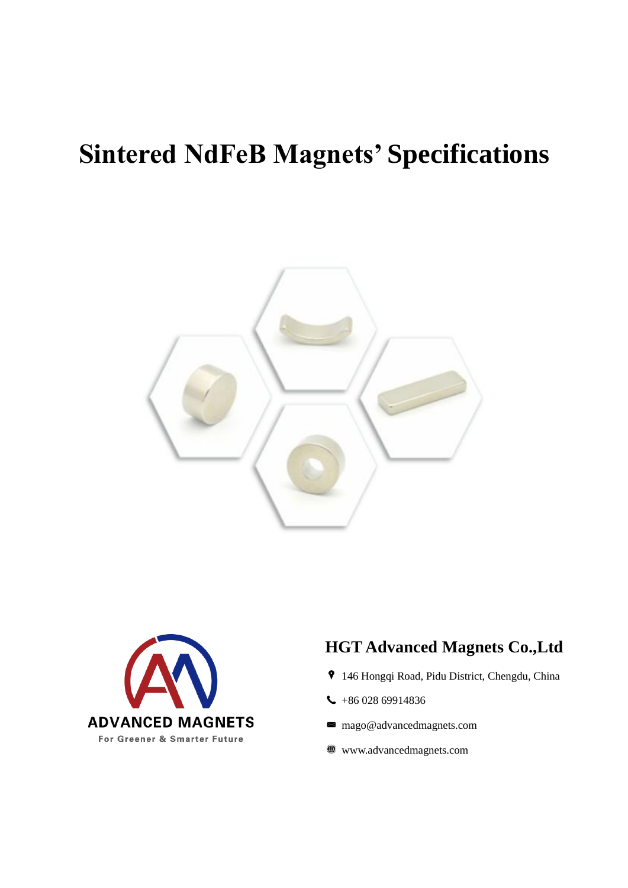# Sintered NdFeB Magnets' Specifications

ADVANCED MAGNETS

For Greener & Smarter Future

## HGT Advanced Magnets Co.,Ltd

- 146 Hongqi Road, Pidu District, Chengdu, China
- +86 028 69914836
- mago@advancedmagnets.com
- www.advancedmagnets.com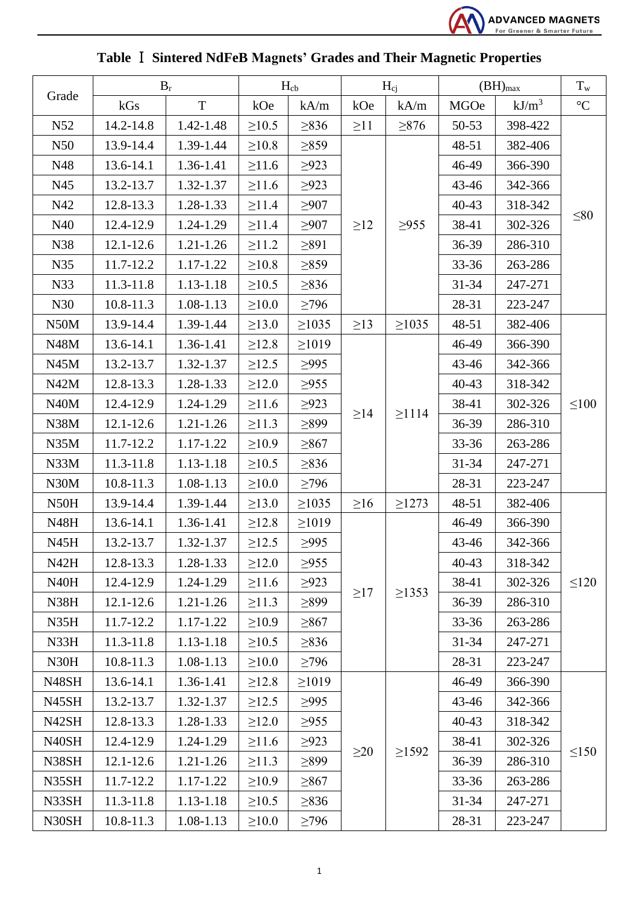# Table Ⅰ Sintered NdFeB Magnets' Grades and Their Magnetic Properties

| Grade | $B_r$ | | $H_{cb}$ | | $H_{cj}$ | | $(BH)_{max}$ | | $T_w$ |
|---|---|---|---|---|---|---|---|---|---|
| | kGs | T | kOe | kA/m | kOe | kA/m | MGOe | kJ/m³ | °C |
| N52 | 14.2-14.8 | 1.42-1.48 | ≥10.5 | ≥836 | ≥11 | ≥876 | 50-53 | 398-422 | ≤80 |
| N50 | 13.9-14.4 | 1.39-1.44 | ≥10.8 | ≥859 | ≥12 | ≥955 | 48-51 | 382-406 | |
| N48 | 13.6-14.1 | 1.36-1.41 | ≥11.6 | ≥923 | | | 46-49 | 366-390 | |
| N45 | 13.2-13.7 | 1.32-1.37 | ≥11.6 | ≥923 | | | 43-46 | 342-366 | |
| N42 | 12.8-13.3 | 1.28-1.33 | ≥11.4 | ≥907 | | | 40-43 | 318-342 | |
| N40 | 12.4-12.9 | 1.24-1.29 | ≥11.4 | ≥907 | | | 38-41 | 302-326 | |
| N38 | 12.1-12.6 | 1.21-1.26 | ≥11.2 | ≥891 | | | 36-39 | 286-310 | |
| N35 | 11.7-12.2 | 1.17-1.22 | ≥10.8 | ≥859 | | | 33-36 | 263-286 | |
| N33 | 11.3-11.8 | 1.13-1.18 | ≥10.5 | ≥836 | | | 31-34 | 247-271 | |
| N30 | 10.8-11.3 | 1.08-1.13 | ≥10.0 | ≥796 | | | 28-31 | 223-247 | |
| N50M | 13.9-14.4 | 1.39-1.44 | ≥13.0 | ≥1035 | ≥13 | ≥1035 | 48-51 | 382-406 | ≤100 |
| N48M | 13.6-14.1 | 1.36-1.41 | ≥12.8 | ≥1019 | ≥14 | ≥1114 | 46-49 | 366-390 | |
| N45M | 13.2-13.7 | 1.32-1.37 | ≥12.5 | ≥995 | | | 43-46 | 342-366 | |
| N42M | 12.8-13.3 | 1.28-1.33 | ≥12.0 | ≥955 | | | 40-43 | 318-342 | |
| N40M | 12.4-12.9 | 1.24-1.29 | ≥11.6 | ≥923 | | | 38-41 | 302-326 | |
| N38M | 12.1-12.6 | 1.21-1.26 | ≥11.3 | ≥899 | | | 36-39 | 286-310 | |
| N35M | 11.7-12.2 | 1.17-1.22 | ≥10.9 | ≥867 | | | 33-36 | 263-286 | |
| N33M | 11.3-11.8 | 1.13-1.18 | ≥10.5 | ≥836 | | | 31-34 | 247-271 | |
| N30M | 10.8-11.3 | 1.08-1.13 | ≥10.0 | ≥796 | | | 28-31 | 223-247 | |
| N50H | 13.9-14.4 | 1.39-1.44 | ≥13.0 | ≥1035 | ≥16 | ≥1273 | 48-51 | 382-406 | ≤120 |
| N48H | 13.6-14.1 | 1.36-1.41 | ≥12.8 | ≥1019 | ≥17 | ≥1353 | 46-49 | 366-390 | |
| N45H | 13.2-13.7 | 1.32-1.37 | ≥12.5 | ≥995 | | | 43-46 | 342-366 | |
| N42H | 12.8-13.3 | 1.28-1.33 | ≥12.0 | ≥955 | | | 40-43 | 318-342 | |
| N40H | 12.4-12.9 | 1.24-1.29 | ≥11.6 | ≥923 | | | 38-41 | 302-326 | |
| N38H | 12.1-12.6 | 1.21-1.26 | ≥11.3 | ≥899 | | | 36-39 | 286-310 | |
| N35H | 11.7-12.2 | 1.17-1.22 | ≥10.9 | ≥867 | | | 33-36 | 263-286 | |
| N33H | 11.3-11.8 | 1.13-1.18 | ≥10.5 | ≥836 | | | 31-34 | 247-271 | |
| N30H | 10.8-11.3 | 1.08-1.13 | ≥10.0 | ≥796 | | | 28-31 | 223-247 | |
| N48SH | 13.6-14.1 | 1.36-1.41 | ≥12.8 | ≥1019 | ≥20 | ≥1592 | 46-49 | 366-390 | ≤150 |
| N45SH | 13.2-13.7 | 1.32-1.37 | ≥12.5 | ≥995 | | | 43-46 | 342-366 | |
| N42SH | 12.8-13.3 | 1.28-1.33 | ≥12.0 | ≥955 | | | 40-43 | 318-342 | |
| N40SH | 12.4-12.9 | 1.24-1.29 | ≥11.6 | ≥923 | | | 38-41 | 302-326 | |
| N38SH | 12.1-12.6 | 1.21-1.26 | ≥11.3 | ≥899 | | | 36-39 | 286-310 | |
| N35SH | 11.7-12.2 | 1.17-1.22 | ≥10.9 | ≥867 | | | 33-36 | 263-286 | |
| N33SH | 11.3-11.8 | 1.13-1.18 | ≥10.5 | ≥836 | | | 31-34 | 247-271 | |
| N30SH | 10.8-11.3 | 1.08-1.13 | ≥10.0 | ≥796 | | | 28-31 | 223-247 | |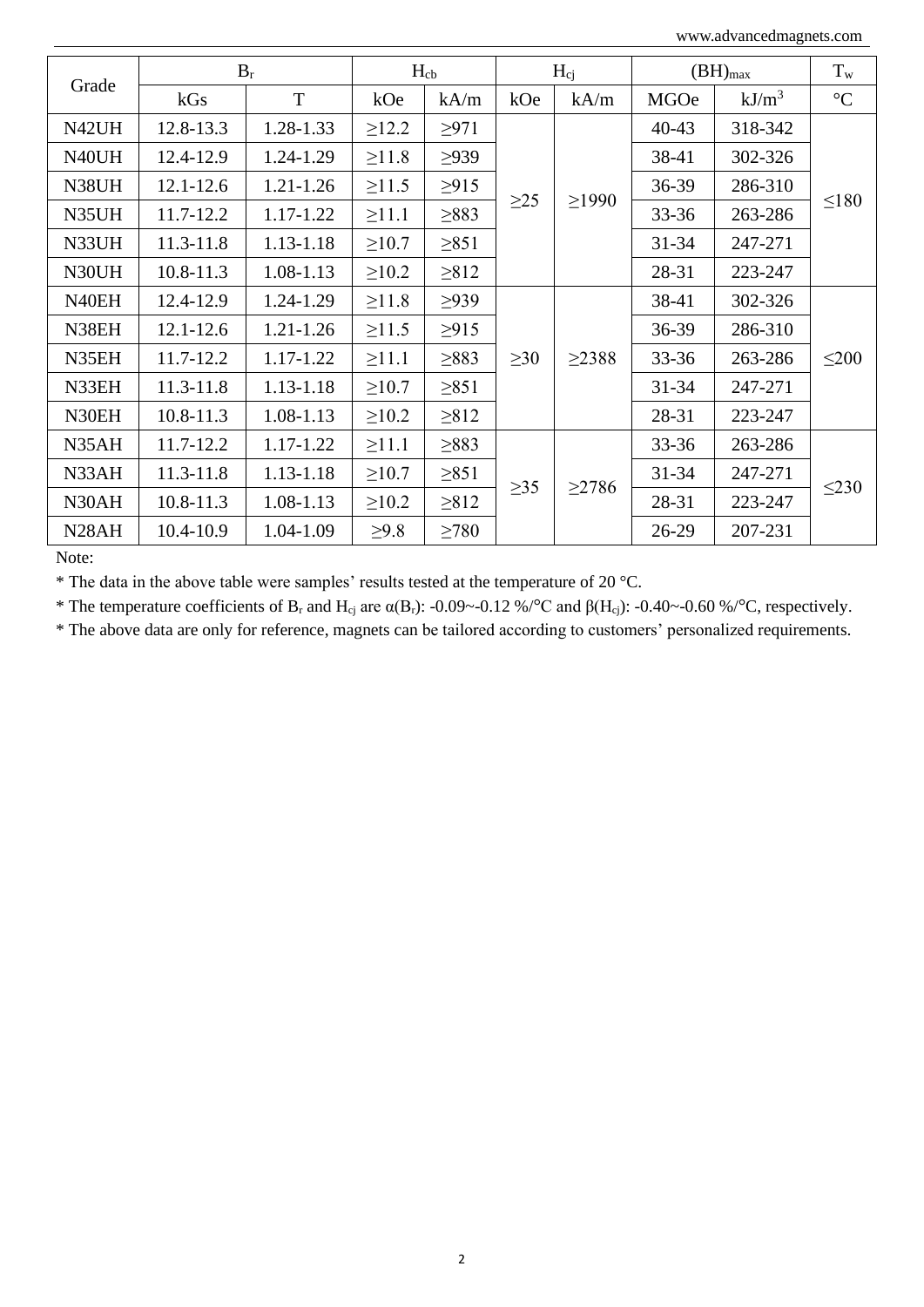| Grade | $B_r$ | | $H_{cb}$ | | $H_{cj}$ | | $(BH)_{max}$ | | $T_w$ |
|---|---|---|---|---|---|---|---|---|---|
| | kGs | T | kOe | kA/m | kOe | kA/m | MGOe | kJ/m$^3$ | °C |
| N42UH | 12.8-13.3 | 1.28-1.33 | ≥12.2 | ≥971 | ≥25 | ≥1990 | 40-43 | 318-342 | ≤180 |
| N40UH | 12.4-12.9 | 1.24-1.29 | ≥11.8 | ≥939 | | | 38-41 | 302-326 | |
| N38UH | 12.1-12.6 | 1.21-1.26 | ≥11.5 | ≥915 | | | 36-39 | 286-310 | |
| N35UH | 11.7-12.2 | 1.17-1.22 | ≥11.1 | ≥883 | | | 33-36 | 263-286 | |
| N33UH | 11.3-11.8 | 1.13-1.18 | ≥10.7 | ≥851 | | | 31-34 | 247-271 | |
| N30UH | 10.8-11.3 | 1.08-1.13 | ≥10.2 | ≥812 | | | 28-31 | 223-247 | |
| N40EH | 12.4-12.9 | 1.24-1.29 | ≥11.8 | ≥939 | ≥30 | ≥2388 | 38-41 | 302-326 | ≤200 |
| N38EH | 12.1-12.6 | 1.21-1.26 | ≥11.5 | ≥915 | | | 36-39 | 286-310 | |
| N35EH | 11.7-12.2 | 1.17-1.22 | ≥11.1 | ≥883 | | | 33-36 | 263-286 | |
| N33EH | 11.3-11.8 | 1.13-1.18 | ≥10.7 | ≥851 | | | 31-34 | 247-271 | |
| N30EH | 10.8-11.3 | 1.08-1.13 | ≥10.2 | ≥812 | | | 28-31 | 223-247 | |
| N35AH | 11.7-12.2 | 1.17-1.22 | ≥11.1 | ≥883 | ≥35 | ≥2786 | 33-36 | 263-286 | ≤230 |
| N33AH | 11.3-11.8 | 1.13-1.18 | ≥10.7 | ≥851 | | | 31-34 | 247-271 | |
| N30AH | 10.8-11.3 | 1.08-1.13 | ≥10.2 | ≥812 | | | 28-31 | 223-247 | |
| N28AH | 10.4-10.9 | 1.04-1.09 | ≥9.8 | ≥780 | | | 26-29 | 207-231 | |

Note:

* The data in the above table were samples' results tested at the temperature of 20 °C.

* The temperature coefficients of $B_r$ and $H_{cj}$ are $\alpha(B_r)$: -0.09~-0.12 %/°C and $\beta(H_{cj})$: -0.40~-0.60 %/°C, respectively.

* The above data are only for reference, magnets can be tailored according to customers' personalized requirements.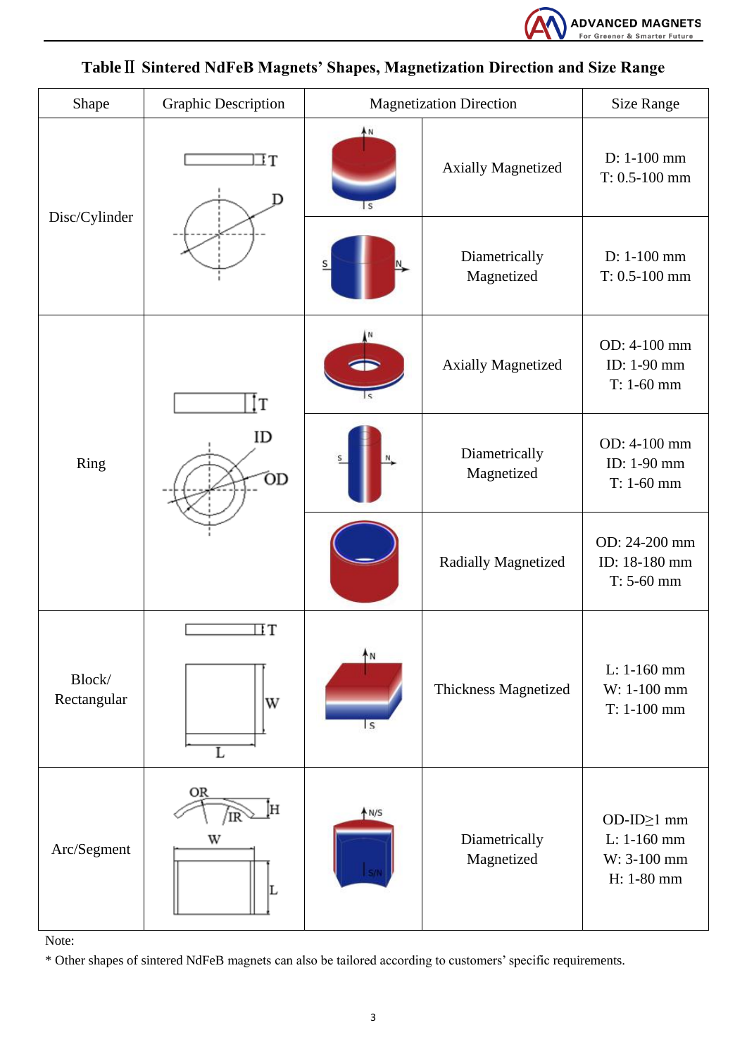## Table Ⅱ Sintered NdFeB Magnets' Shapes, Magnetization Direction and Size Range

| Shape | Graphic Description | Magnetization Direction | | Size Range |
|---|---|---|---|---|
| Disc/Cylinder | T, D | | Axially Magnetized | D: 1-100 mm<br>T: 0.5-100 mm |
| | | | Diametrically Magnetized | D: 1-100 mm<br>T: 0.5-100 mm |
| Ring | T, ID, OD | | Axially Magnetized | OD: 4-100 mm<br>ID: 1-90 mm<br>T: 1-60 mm |
| | | | Diametrically Magnetized | OD: 4-100 mm<br>ID: 1-90 mm<br>T: 1-60 mm |
| | | | Radially Magnetized | OD: 24-200 mm<br>ID: 18-180 mm<br>T: 5-60 mm |
| Block/ Rectangular | T, W, L | | Thickness Magnetized | L: 1-160 mm<br>W: 1-100 mm<br>T: 1-100 mm |
| Arc/Segment | OR, IR, H, W, L | | Diametrically Magnetized | OD-ID≥1 mm<br>L: 1-160 mm<br>W: 3-100 mm<br>H: 1-80 mm |

Note:

* Other shapes of sintered NdFeB magnets can also be tailored according to customers' specific requirements.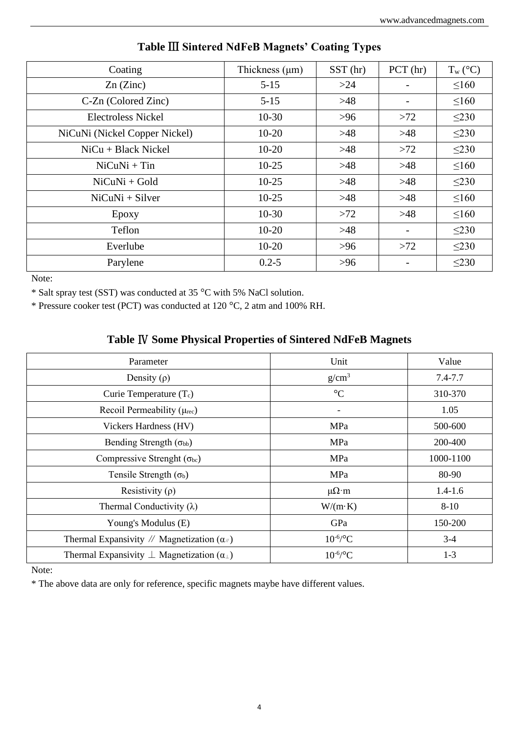## Table Ⅲ Sintered NdFeB Magnets' Coating Types

| Coating | Thickness (μm) | SST (hr) | PCT (hr) | $T_w$ (°C) |
|---|---|---|---|---|
| Zn (Zinc) | 5-15 | >24 | - | ≤160 |
| C-Zn (Colored Zinc) | 5-15 | >48 | - | ≤160 |
| Electroless Nickel | 10-30 | >96 | >72 | ≤230 |
| NiCuNi (Nickel Copper Nickel) | 10-20 | >48 | >48 | ≤230 |
| NiCu + Black Nickel | 10-20 | >48 | >72 | ≤230 |
| NiCuNi + Tin | 10-25 | >48 | >48 | ≤160 |
| NiCuNi + Gold | 10-25 | >48 | >48 | ≤230 |
| NiCuNi + Silver | 10-25 | >48 | >48 | ≤160 |
| Epoxy | 10-30 | >72 | >48 | ≤160 |
| Teflon | 10-20 | >48 | - | ≤230 |
| Everlube | 10-20 | >96 | >72 | ≤230 |
| Parylene | 0.2-5 | >96 | - | ≤230 |

Note:

* Salt spray test (SST) was conducted at 35 °C with 5% NaCl solution.
* Pressure cooker test (PCT) was conducted at 120 °C, 2 atm and 100% RH.

## Table Ⅳ Some Physical Properties of Sintered NdFeB Magnets

| Parameter | Unit | Value |
|---|---|---|
| Density (ρ) | $g/cm^3$ | 7.4-7.7 |
| Curie Temperature ($T_c$) | °C | 310-370 |
| Recoil Permeability ($\mu_{rec}$) | - | 1.05 |
| Vickers Hardness (HV) | MPa | 500-600 |
| Bending Strength ($\sigma_{bb}$) | MPa | 200-400 |
| Compressive Strenght ($\sigma_{bc}$) | MPa | 1000-1100 |
| Tensile Strength ($\sigma_b$) | MPa | 80-90 |
| Resistivity (ρ) | μΩ·m | 1.4-1.6 |
| Thermal Conductivity (λ) | W/(m·K) | 8-10 |
| Young's Modulus (E) | GPa | 150-200 |
| Thermal Expansivity ∥ Magnetization ($\alpha_{\parallel}$) | $10^{-6}$/°C | 3-4 |
| Thermal Expansivity ⊥ Magnetization ($\alpha_{\perp}$) | $10^{-6}$/°C | 1-3 |

Note:

* The above data are only for reference, specific magnets maybe have different values.